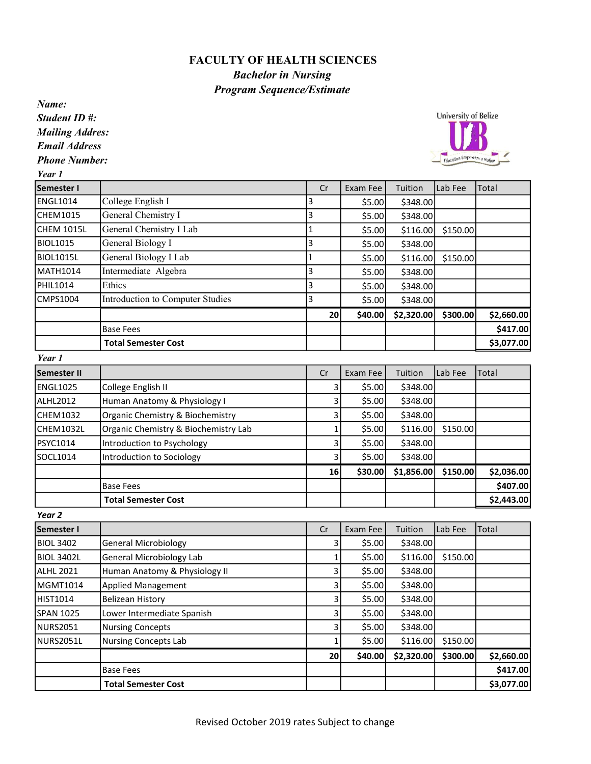# FACULTY OF HEALTH SCIENCES

## *Bachelor in Nursing*

## *Program Sequence/Estimate*

***Name:***

***Student ID #:***

***Mailing Addres:***

***Email Address***

***Phone Number:***

*Year 1*

| Semester I | | Cr | Exam Fee | Tuition | Lab Fee | Total |
|---|---|---|---|---|---|---|
| ENGL1014 | College English I | 3 | $5.00 | $348.00 | | |
| CHEM1015 | General Chemistry I | 3 | $5.00 | $348.00 | | |
| CHEM 1015L | General Chemistry I Lab | 1 | $5.00 | $116.00 | $150.00 | |
| BIOL1015 | General Biology I | 3 | $5.00 | $348.00 | | |
| BIOL1015L | General Biology I Lab | 1 | $5.00 | $116.00 | $150.00 | |
| MATH1014 | Intermediate Algebra | 3 | $5.00 | $348.00 | | |
| PHIL1014 | Ethics | 3 | $5.00 | $348.00 | | |
| CMPS1004 | Introduction to Computer Studies | 3 | $5.00 | $348.00 | | |
| | | **20** | **$40.00** | **$2,320.00** | **$300.00** | **$2,660.00** |
| | Base Fees | | | | | **$417.00** |
| | **Total Semester Cost** | | | | | **$3,077.00** |

*Year 1*

| Semester II | | Cr | Exam Fee | Tuition | Lab Fee | Total |
|---|---|---|---|---|---|---|
| ENGL1025 | College English II | 3 | $5.00 | $348.00 | | |
| ALHL2012 | Human Anatomy & Physiology I | 3 | $5.00 | $348.00 | | |
| CHEM1032 | Organic Chemistry & Biochemistry | 3 | $5.00 | $348.00 | | |
| CHEM1032L | Organic Chemistry & Biochemistry Lab | 1 | $5.00 | $116.00 | $150.00 | |
| PSYC1014 | Introduction to Psychology | 3 | $5.00 | $348.00 | | |
| SOCL1014 | Introduction to Sociology | 3 | $5.00 | $348.00 | | |
| | | **16** | **$30.00** | **$1,856.00** | **$150.00** | **$2,036.00** |
| | Base Fees | | | | | **$407.00** |
| | **Total Semester Cost** | | | | | **$2,443.00** |

*Year 2*

| Semester I | | Cr | Exam Fee | Tuition | Lab Fee | Total |
|---|---|---|---|---|---|---|
| BIOL 3402 | General Microbiology | 3 | $5.00 | $348.00 | | |
| BIOL 3402L | General Microbiology Lab | 1 | $5.00 | $116.00 | $150.00 | |
| ALHL 2021 | Human Anatomy & Physiology II | 3 | $5.00 | $348.00 | | |
| MGMT1014 | Applied Management | 3 | $5.00 | $348.00 | | |
| HIST1014 | Belizean History | 3 | $5.00 | $348.00 | | |
| SPAN 1025 | Lower Intermediate Spanish | 3 | $5.00 | $348.00 | | |
| NURS2051 | Nursing Concepts | 3 | $5.00 | $348.00 | | |
| NURS2051L | Nursing Concepts Lab | 1 | $5.00 | $116.00 | $150.00 | |
| | | **20** | **$40.00** | **$2,320.00** | **$300.00** | **$2,660.00** |
| | Base Fees | | | | | **$417.00** |
| | **Total Semester Cost** | | | | | **$3,077.00** |

Revised October 2019 rates Subject to change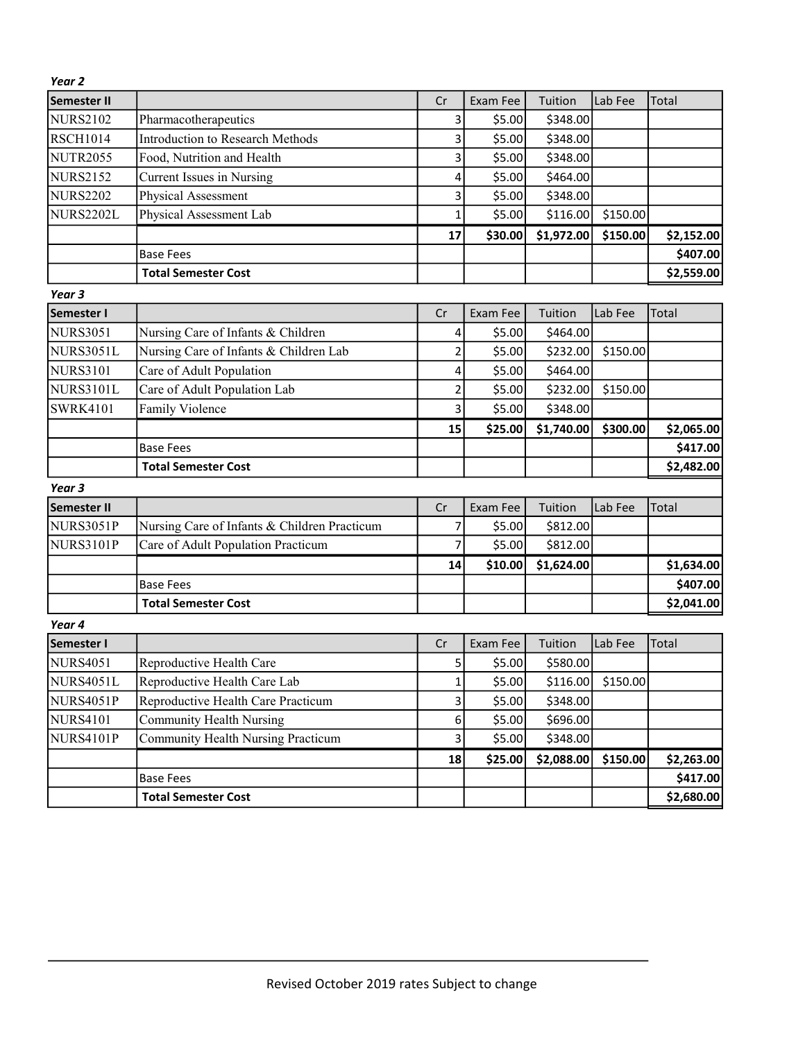*Year 2*

| Semester II | | Cr | Exam Fee | Tuition | Lab Fee | Total |
|---|---|---|---|---|---|---|
| NURS2102 | Pharmacotherapeutics | 3 | $5.00 | $348.00 | | |
| RSCH1014 | Introduction to Research Methods | 3 | $5.00 | $348.00 | | |
| NUTR2055 | Food, Nutrition and Health | 3 | $5.00 | $348.00 | | |
| NURS2152 | Current Issues in Nursing | 4 | $5.00 | $464.00 | | |
| NURS2202 | Physical Assessment | 3 | $5.00 | $348.00 | | |
| NURS2202L | Physical Assessment Lab | 1 | $5.00 | $116.00 | $150.00 | |
| | | **17** | **$30.00** | **$1,972.00** | **$150.00** | **$2,152.00** |
| | Base Fees | | | | | **$407.00** |
| | **Total Semester Cost** | | | | | **$2,559.00** |

*Year 3*

| Semester I | | Cr | Exam Fee | Tuition | Lab Fee | Total |
|---|---|---|---|---|---|---|
| NURS3051 | Nursing Care of Infants & Children | 4 | $5.00 | $464.00 | | |
| NURS3051L | Nursing Care of Infants & Children Lab | 2 | $5.00 | $232.00 | $150.00 | |
| NURS3101 | Care of Adult Population | 4 | $5.00 | $464.00 | | |
| NURS3101L | Care of Adult Population Lab | 2 | $5.00 | $232.00 | $150.00 | |
| SWRK4101 | Family Violence | 3 | $5.00 | $348.00 | | |
| | | **15** | **$25.00** | **$1,740.00** | **$300.00** | **$2,065.00** |
| | Base Fees | | | | | **$417.00** |
| | **Total Semester Cost** | | | | | **$2,482.00** |

*Year 3*

| Semester II | | Cr | Exam Fee | Tuition | Lab Fee | Total |
|---|---|---|---|---|---|---|
| NURS3051P | Nursing Care of Infants & Children Practicum | 7 | $5.00 | $812.00 | | |
| NURS3101P | Care of Adult Population Practicum | 7 | $5.00 | $812.00 | | |
| | | **14** | **$10.00** | **$1,624.00** | | **$1,634.00** |
| | Base Fees | | | | | **$407.00** |
| | **Total Semester Cost** | | | | | **$2,041.00** |

*Year 4*

| Semester I | | Cr | Exam Fee | Tuition | Lab Fee | Total |
|---|---|---|---|---|---|---|
| NURS4051 | Reproductive Health Care | 5 | $5.00 | $580.00 | | |
| NURS4051L | Reproductive Health Care Lab | 1 | $5.00 | $116.00 | $150.00 | |
| NURS4051P | Reproductive Health Care Practicum | 3 | $5.00 | $348.00 | | |
| NURS4101 | Community Health Nursing | 6 | $5.00 | $696.00 | | |
| NURS4101P | Community Health Nursing Practicum | 3 | $5.00 | $348.00 | | |
| | | **18** | **$25.00** | **$2,088.00** | **$150.00** | **$2,263.00** |
| | Base Fees | | | | | **$417.00** |
| | **Total Semester Cost** | | | | | **$2,680.00** |

Revised October 2019 rates Subject to change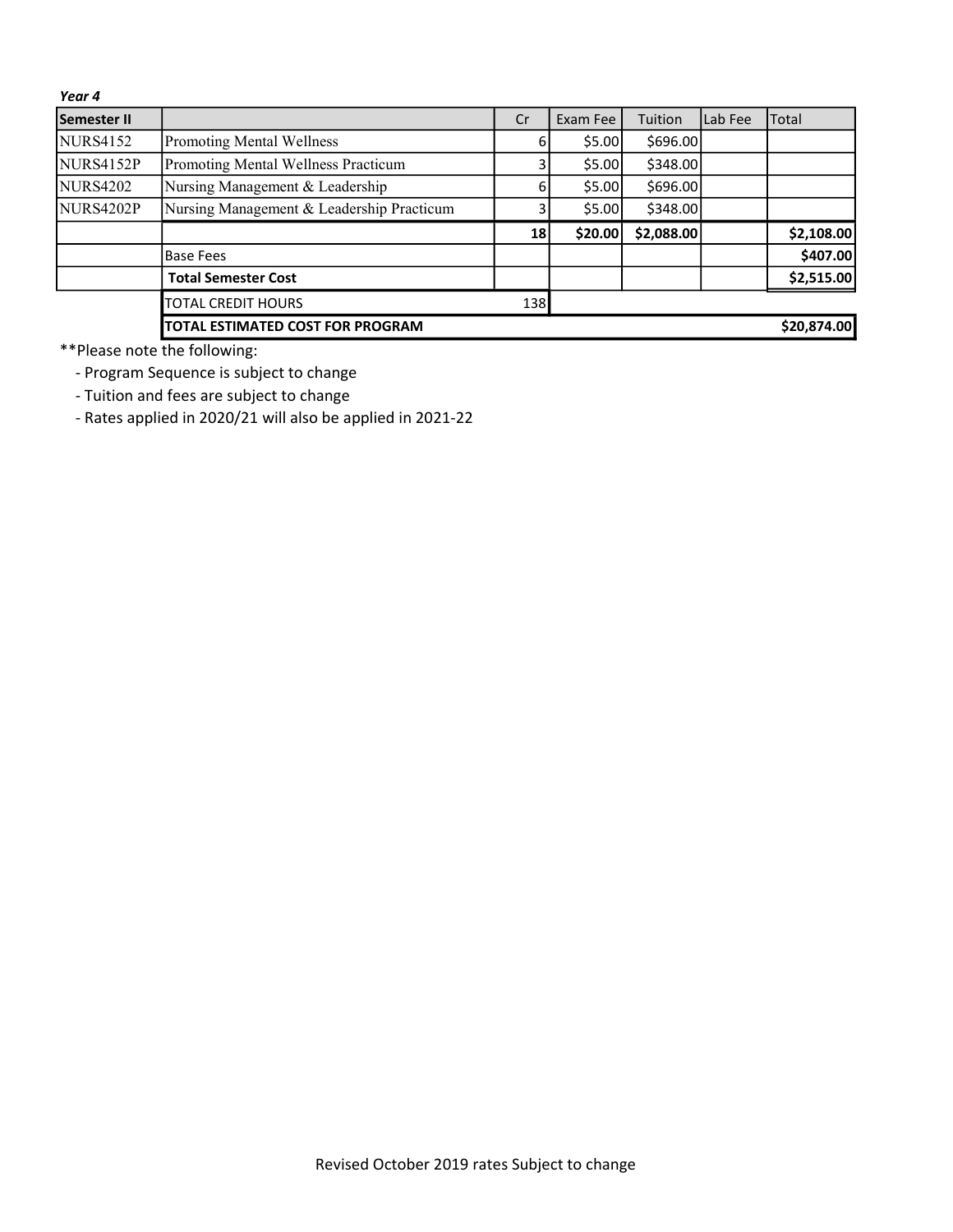***Year 4***

| **Semester II** | | Cr | Exam Fee | Tuition | Lab Fee | Total |
|---|---|---|---|---|---|---|
| NURS4152 | Promoting Mental Wellness | 6 | $5.00 | $696.00 | | |
| NURS4152P | Promoting Mental Wellness Practicum | 3 | $5.00 | $348.00 | | |
| NURS4202 | Nursing Management & Leadership | 6 | $5.00 | $696.00 | | |
| NURS4202P | Nursing Management & Leadership Practicum | 3 | $5.00 | $348.00 | | |
| | | **18** | **$20.00** | **$2,088.00** | | **$2,108.00** |
| | Base Fees | | | | | **$407.00** |
| | **Total Semester Cost** | | | | | **$2,515.00** |
| | TOTAL CREDIT HOURS | 138 | | | | |
| | **TOTAL ESTIMATED COST FOR PROGRAM** | | | | | **$20,874.00** |

**Please note the following:

- Program Sequence is subject to change
- Tuition and fees are subject to change
- Rates applied in 2020/21 will also be applied in 2021-22

Revised October 2019 rates Subject to change